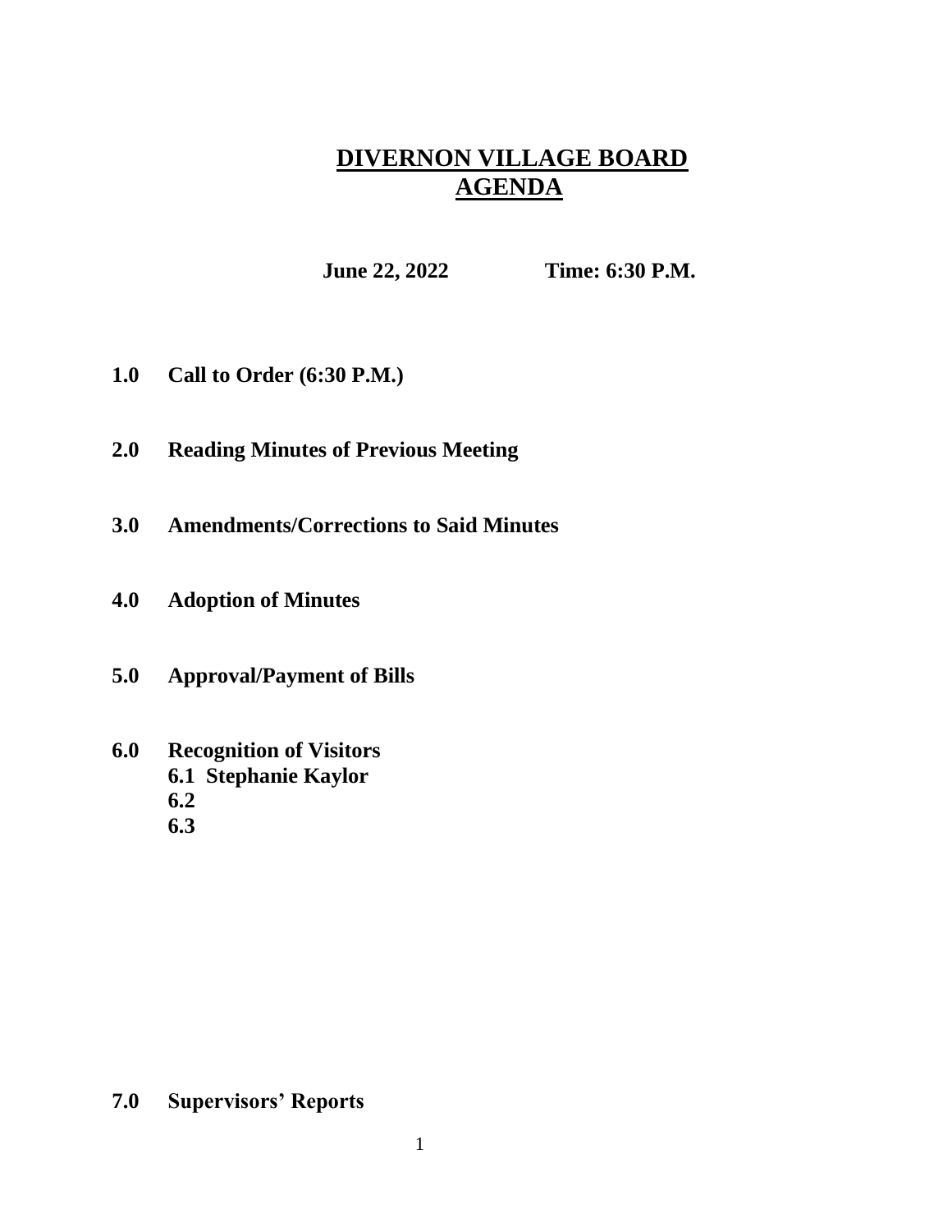# DIVERNON VILLAGE BOARD AGENDA

**June 22, 2022 Time: 6:30 P.M.**

**1.0 Call to Order (6:30 P.M.)**

**2.0 Reading Minutes of Previous Meeting**

**3.0 Amendments/Corrections to Said Minutes**

**4.0 Adoption of Minutes**

**5.0 Approval/Payment of Bills**

**6.0 Recognition of Visitors**
- **6.1 Stephanie Kaylor**
- **6.2**
- **6.3**

**7.0 Supervisors' Reports**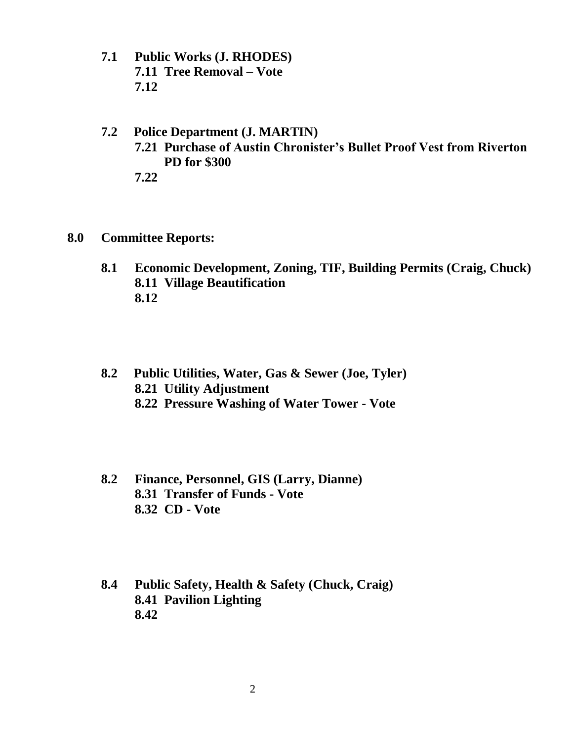**7.1 Public Works (J. RHODES)**

**7.11 Tree Removal – Vote**

**7.12**

**7.2 Police Department (J. MARTIN)**

**7.21 Purchase of Austin Chronister's Bullet Proof Vest from Riverton PD for $300**

**7.22**

**8.0 Committee Reports:**

**8.1 Economic Development, Zoning, TIF, Building Permits (Craig, Chuck)**

**8.11 Village Beautification**

**8.12**

**8.2 Public Utilities, Water, Gas & Sewer (Joe, Tyler)**

**8.21 Utility Adjustment**

**8.22 Pressure Washing of Water Tower - Vote**

**8.2 Finance, Personnel, GIS (Larry, Dianne)**

**8.31 Transfer of Funds - Vote**

**8.32 CD - Vote**

**8.4 Public Safety, Health & Safety (Chuck, Craig)**

**8.41 Pavilion Lighting**

**8.42**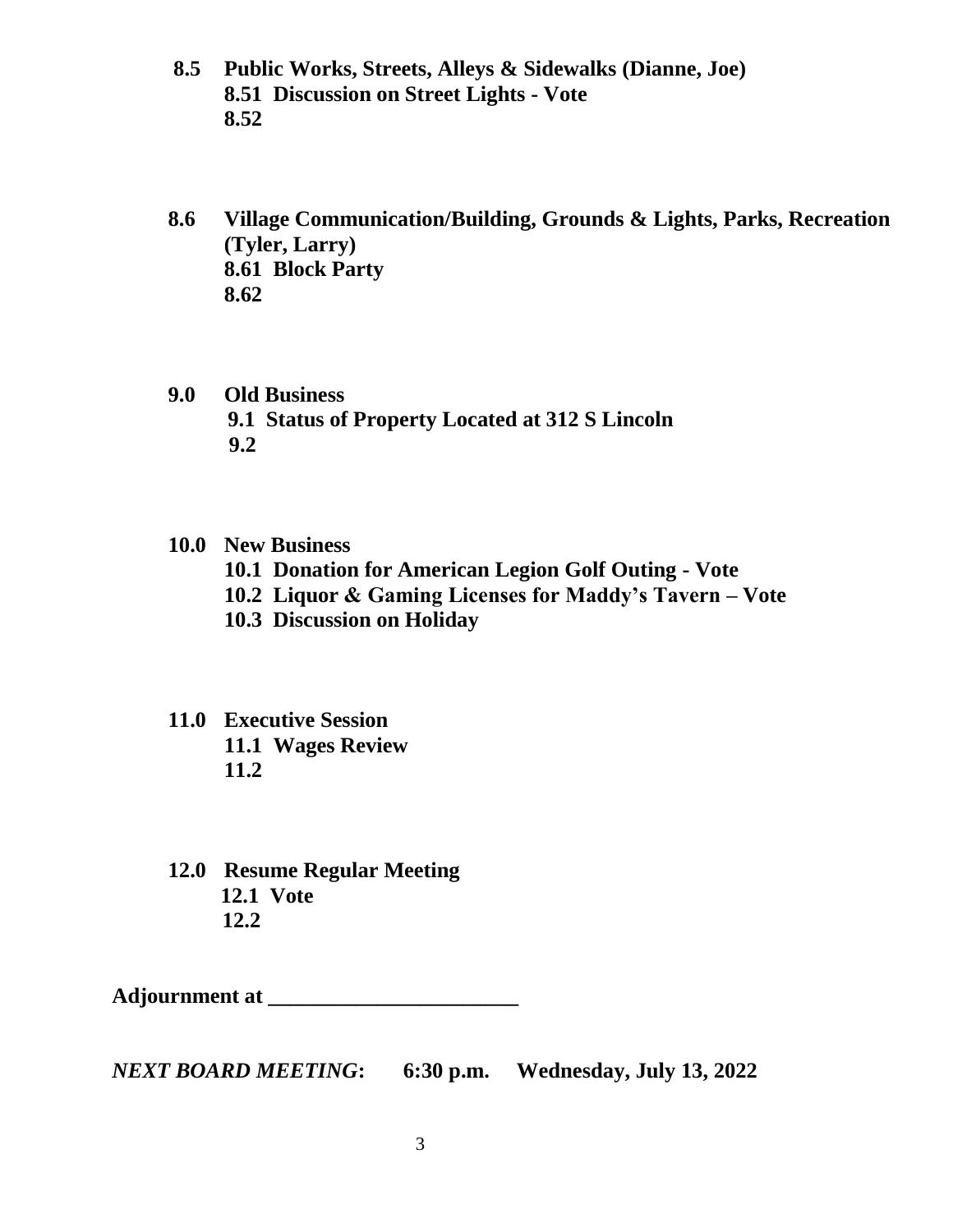**8.5 Public Works, Streets, Alleys & Sidewalks (Dianne, Joe)**

**8.51 Discussion on Street Lights - Vote**

**8.52**

**8.6 Village Communication/Building, Grounds & Lights, Parks, Recreation (Tyler, Larry)**

**8.61 Block Party**

**8.62**

**9.0 Old Business**

**9.1 Status of Property Located at 312 S Lincoln**

**9.2**

**10.0 New Business**

**10.1 Donation for American Legion Golf Outing - Vote**

**10.2 Liquor & Gaming Licenses for Maddy's Tavern – Vote**

**10.3 Discussion on Holiday**

**11.0 Executive Session**

**11.1 Wages Review**

**11.2**

**12.0 Resume Regular Meeting**

**12.1 Vote**

**12.2**

**Adjournment at \_\_\_\_\_\_\_\_\_\_\_\_\_\_\_\_\_\_\_\_\_\_\_**

***NEXT BOARD MEETING*: 6:30 p.m. Wednesday, July 13, 2022**